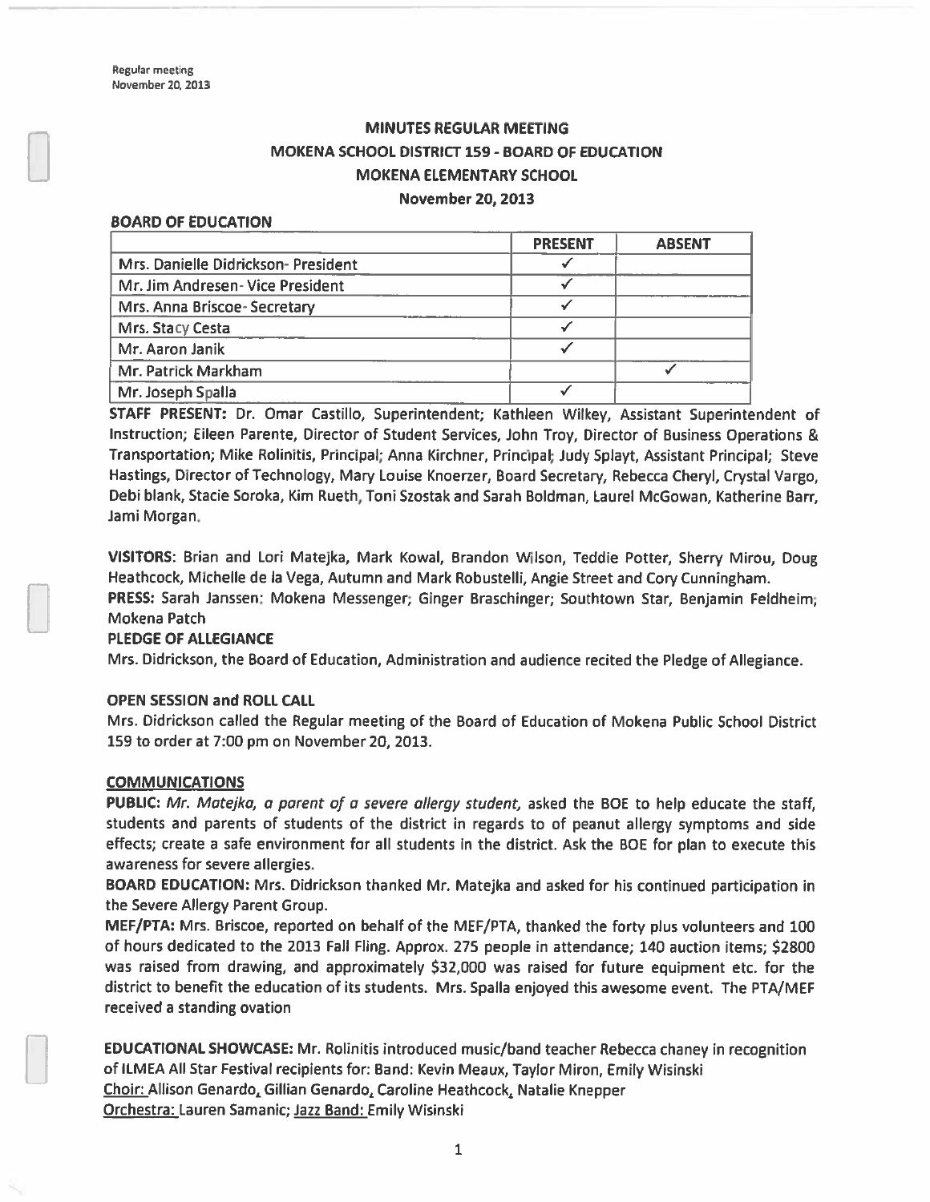# MINUTES REGULAR MEETING
## MOKENA SCHOOL DISTRICT 159 - BOARD OF EDUCATION
## MOKENA ELEMENTARY SCHOOL
### November 20, 2013

**BOARD OF EDUCATION**

| | PRESENT | ABSENT |
|---|---|---|
| Mrs. Danielle Didrickson- President | ✓ | |
| Mr. Jim Andresen- Vice President | ✓ | |
| Mrs. Anna Briscoe- Secretary | ✓ | |
| Mrs. Stacy Cesta | ✓ | |
| Mr. Aaron Janik | ✓ | |
| Mr. Patrick Markham | | ✓ |
| Mr. Joseph Spalla | ✓ | |

**STAFF PRESENT:** Dr. Omar Castillo, Superintendent; Kathleen Wilkey, Assistant Superintendent of Instruction; Eileen Parente, Director of Student Services, John Troy, Director of Business Operations & Transportation; Mike Rolinitis, Principal; Anna Kirchner, Principal; Judy Splayt, Assistant Principal; Steve Hastings, Director of Technology, Mary Louise Knoerzer, Board Secretary, Rebecca Cheryl, Crystal Vargo, Debi blank, Stacie Soroka, Kim Rueth, Toni Szostak and Sarah Boldman, Laurel McGowan, Katherine Barr, Jami Morgan.

**VISITORS**: Brian and Lori Matejka, Mark Kowal, Brandon Wilson, Teddie Potter, Sherry Mirou, Doug Heathcock, Michelle de la Vega, Autumn and Mark Robustelli, Angie Street and Cory Cunningham.

**PRESS:** Sarah Janssen: Mokena Messenger; Ginger Braschinger; Southtown Star, Benjamin Feldheim; Mokena Patch

**PLEDGE OF ALLEGIANCE**

Mrs. Didrickson, the Board of Education, Administration and audience recited the Pledge of Allegiance.

**OPEN SESSION and ROLL CALL**

Mrs. Didrickson called the Regular meeting of the Board of Education of Mokena Public School District 159 to order at 7:00 pm on November 20, 2013.

**COMMUNICATIONS**

**PUBLIC:** *Mr. Matejka, a parent of a severe allergy student,* asked the BOE to help educate the staff, students and parents of students of the district in regards to of peanut allergy symptoms and side effects; create a safe environment for all students in the district. Ask the BOE for plan to execute this awareness for severe allergies.

**BOARD EDUCATION:** Mrs. Didrickson thanked Mr. Matejka and asked for his continued participation in the Severe Allergy Parent Group.

**MEF/PTA:** Mrs. Briscoe, reported on behalf of the MEF/PTA, thanked the forty plus volunteers and 100 of hours dedicated to the 2013 Fall Fling. Approx. 275 people in attendance; 140 auction items; $2800 was raised from drawing, and approximately $32,000 was raised for future equipment etc. for the district to benefit the education of its students. Mrs. Spalla enjoyed this awesome event. The PTA/MEF received a standing ovation

**EDUCATIONAL SHOWCASE:** Mr. Rolinitis introduced music/band teacher Rebecca chaney in recognition of ILMEA All Star Festival recipients for: Band: Kevin Meaux, Taylor Miron, Emily Wisinski
Choir: Allison Genardo, Gillian Genardo, Caroline Heathcock, Natalie Knepper
Orchestra: Lauren Samanic; Jazz Band: Emily Wisinski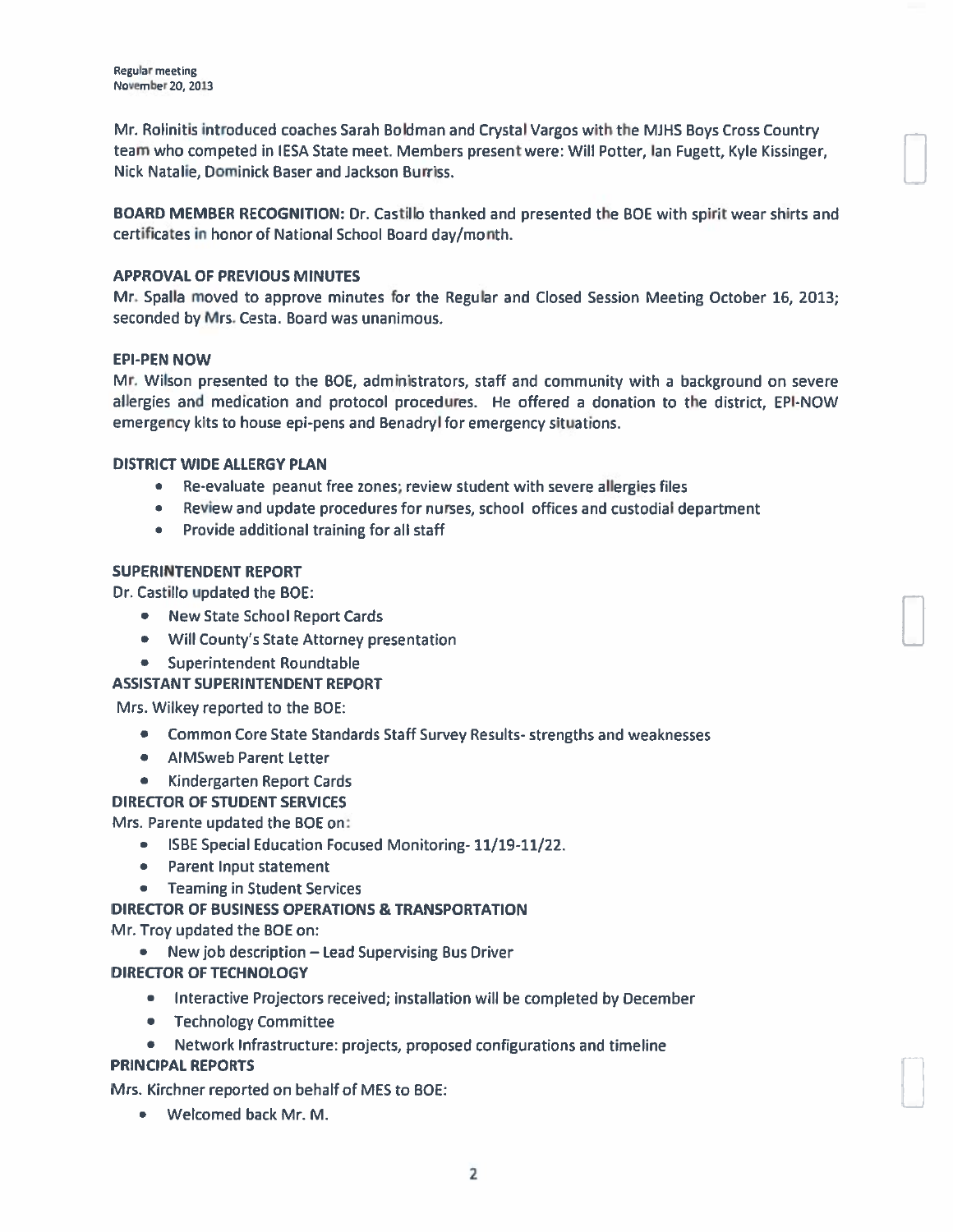Mr. Rolinitis introduced coaches Sarah Boldman and Crystal Vargos with the MJHS Boys Cross Country team who competed in IESA State meet. Members present were: Will Potter, Ian Fugett, Kyle Kissinger, Nick Natalie, Dominick Baser and Jackson Burriss.

**BOARD MEMBER RECOGNITION:** Dr. Castillo thanked and presented the BOE with spirit wear shirts and certificates in honor of National School Board day/month.

**APPROVAL OF PREVIOUS MINUTES**

Mr. Spalla moved to approve minutes for the Regular and Closed Session Meeting October 16, 2013; seconded by Mrs. Cesta. Board was unanimous.

**EPI-PEN NOW**

Mr. Wilson presented to the BOE, administrators, staff and community with a background on severe allergies and medication and protocol procedures. He offered a donation to the district, EPI-NOW emergency kits to house epi-pens and Benadryl for emergency situations.

**DISTRICT WIDE ALLERGY PLAN**

- Re-evaluate peanut free zones; review student with severe allergies files
- Review and update procedures for nurses, school offices and custodial department
- Provide additional training for all staff

**SUPERINTENDENT REPORT**

Dr. Castillo updated the BOE:

- New State School Report Cards
- Will County's State Attorney presentation
- Superintendent Roundtable

**ASSISTANT SUPERINTENDENT REPORT**

Mrs. Wilkey reported to the BOE:

- Common Core State Standards Staff Survey Results- strengths and weaknesses
- AIMSweb Parent Letter
- Kindergarten Report Cards

**DIRECTOR OF STUDENT SERVICES**

Mrs. Parente updated the BOE on:

- ISBE Special Education Focused Monitoring- 11/19-11/22.
- Parent Input statement
- Teaming in Student Services

**DIRECTOR OF BUSINESS OPERATIONS & TRANSPORTATION**

Mr. Troy updated the BOE on:

- New job description – Lead Supervising Bus Driver

**DIRECTOR OF TECHNOLOGY**

- Interactive Projectors received; installation will be completed by December
- Technology Committee
- Network Infrastructure: projects, proposed configurations and timeline

**PRINCIPAL REPORTS**

Mrs. Kirchner reported on behalf of MES to BOE:

- Welcomed back Mr. M.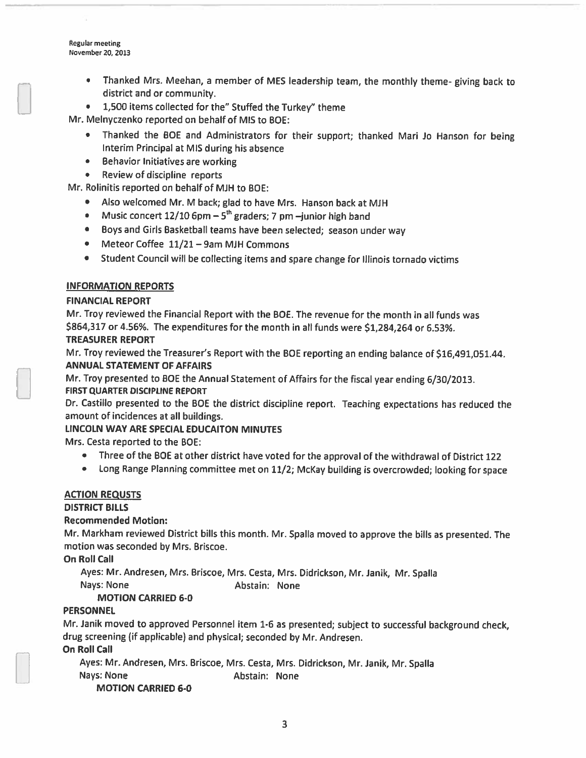- Thanked Mrs. Meehan, a member of MES leadership team, the monthly theme- giving back to district and or community.
- 1,500 items collected for the" Stuffed the Turkey" theme

Mr. Melnyczenko reported on behalf of MIS to BOE:

- Thanked the BOE and Administrators for their support; thanked Mari Jo Hanson for being Interim Principal at MIS during his absence
- Behavior Initiatives are working
- Review of discipline reports

Mr. Rolinitis reported on behalf of MJH to BOE:

- Also welcomed Mr. M back; glad to have Mrs. Hanson back at MJH
- Music concert 12/10 6pm – 5th graders; 7 pm –junior high band
- Boys and Girls Basketball teams have been selected; season under way
- Meteor Coffee 11/21 – 9am MJH Commons
- Student Council will be collecting items and spare change for Illinois tornado victims

## INFORMATION REPORTS

**FINANCIAL REPORT**

Mr. Troy reviewed the Financial Report with the BOE. The revenue for the month in all funds was $864,317 or 4.56%. The expenditures for the month in all funds were $1,284,264 or 6.53%.

**TREASURER REPORT**

Mr. Troy reviewed the Treasurer's Report with the BOE reporting an ending balance of $16,491,051.44.

**ANNUAL STATEMENT OF AFFAIRS**

Mr. Troy presented to BOE the Annual Statement of Affairs for the fiscal year ending 6/30/2013.

**FIRST QUARTER DISCIPLINE REPORT**

Dr. Castillo presented to the BOE the district discipline report. Teaching expectations has reduced the amount of incidences at all buildings.

**LINCOLN WAY ARE SPECIAL EDUCAITON MINUTES**

Mrs. Cesta reported to the BOE:

- Three of the BOE at other district have voted for the approval of the withdrawal of District 122
- Long Range Planning committee met on 11/2; McKay building is overcrowded; looking for space

## ACTION REQUSTS

**DISTRICT BILLS**

**Recommended Motion:**

Mr. Markham reviewed District bills this month. Mr. Spalla moved to approve the bills as presented. The motion was seconded by Mrs. Briscoe.

**On Roll Call**

Ayes: Mr. Andresen, Mrs. Briscoe, Mrs. Cesta, Mrs. Didrickson, Mr. Janik, Mr. Spalla
Nays: None Abstain: None

**MOTION CARRIED 6-0**

**PERSONNEL**

Mr. Janik moved to approved Personnel item 1-6 as presented; subject to successful background check, drug screening (if applicable) and physical; seconded by Mr. Andresen.

**On Roll Call**

Ayes: Mr. Andresen, Mrs. Briscoe, Mrs. Cesta, Mrs. Didrickson, Mr. Janik, Mr. Spalla
Nays: None Abstain: None

**MOTION CARRIED 6-0**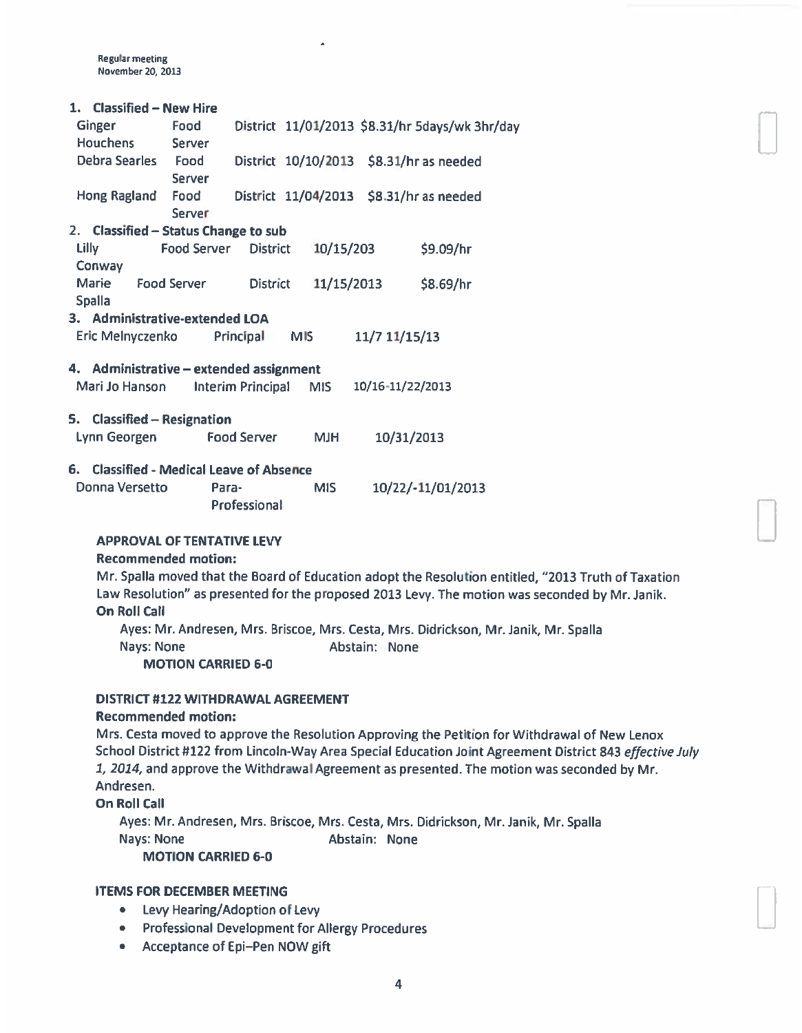Regular meeting
November 20, 2013

1. **Classified – New Hire**

| | | | | |
|---|---|---|---|---|
| Ginger Houchens | Food Server | District | 11/01/2013 | $8.31/hr 5days/wk 3hr/day |
| Debra Searles | Food Server | District | 10/10/2013 | $8.31/hr as needed |
| Hong Ragland | Food Server | District | 11/04/2013 | $8.31/hr as needed |

2. **Classified – Status Change to sub**

| | | | | |
|---|---|---|---|---|
| Lilly Conway | Food Server | District | 10/15/203 | $9.09/hr |
| Marie Spalla | Food Server | District | 11/15/2013 | $8.69/hr |

3. **Administrative-extended LOA**

| | | | |
|---|---|---|---|
| Eric Melnyczenko | Principal | MIS | 11/7 11/15/13 |

4. **Administrative – extended assignment**

| | | | |
|---|---|---|---|
| Mari Jo Hanson | Interim Principal | MIS | 10/16-11/22/2013 |

5. **Classified – Resignation**

| | | | |
|---|---|---|---|
| Lynn Georgen | Food Server | MJH | 10/31/2013 |

6. **Classified - Medical Leave of Absence**

| | | | |
|---|---|---|---|
| Donna Versetto | Para-Professional | MIS | 10/22/-11/01/2013 |

**APPROVAL OF TENTATIVE LEVY**

**Recommended motion:**

Mr. Spalla moved that the Board of Education adopt the Resolution entitled, "2013 Truth of Taxation Law Resolution" as presented for the proposed 2013 Levy. The motion was seconded by Mr. Janik.

**On Roll Call**

Ayes: Mr. Andresen, Mrs. Briscoe, Mrs. Cesta, Mrs. Didrickson, Mr. Janik, Mr. Spalla
Nays: None Abstain: None

**MOTION CARRIED 6-0**

**DISTRICT #122 WITHDRAWAL AGREEMENT**

**Recommended motion:**

Mrs. Cesta moved to approve the Resolution Approving the Petition for Withdrawal of New Lenox School District #122 from Lincoln-Way Area Special Education Joint Agreement District 843 *effective July 1, 2014,* and approve the Withdrawal Agreement as presented. The motion was seconded by Mr. Andresen.

**On Roll Call**

Ayes: Mr. Andresen, Mrs. Briscoe, Mrs. Cesta, Mrs. Didrickson, Mr. Janik, Mr. Spalla
Nays: None Abstain: None

**MOTION CARRIED 6-0**

**ITEMS FOR DECEMBER MEETING**

- Levy Hearing/Adoption of Levy
- Professional Development for Allergy Procedures
- Acceptance of Epi–Pen NOW gift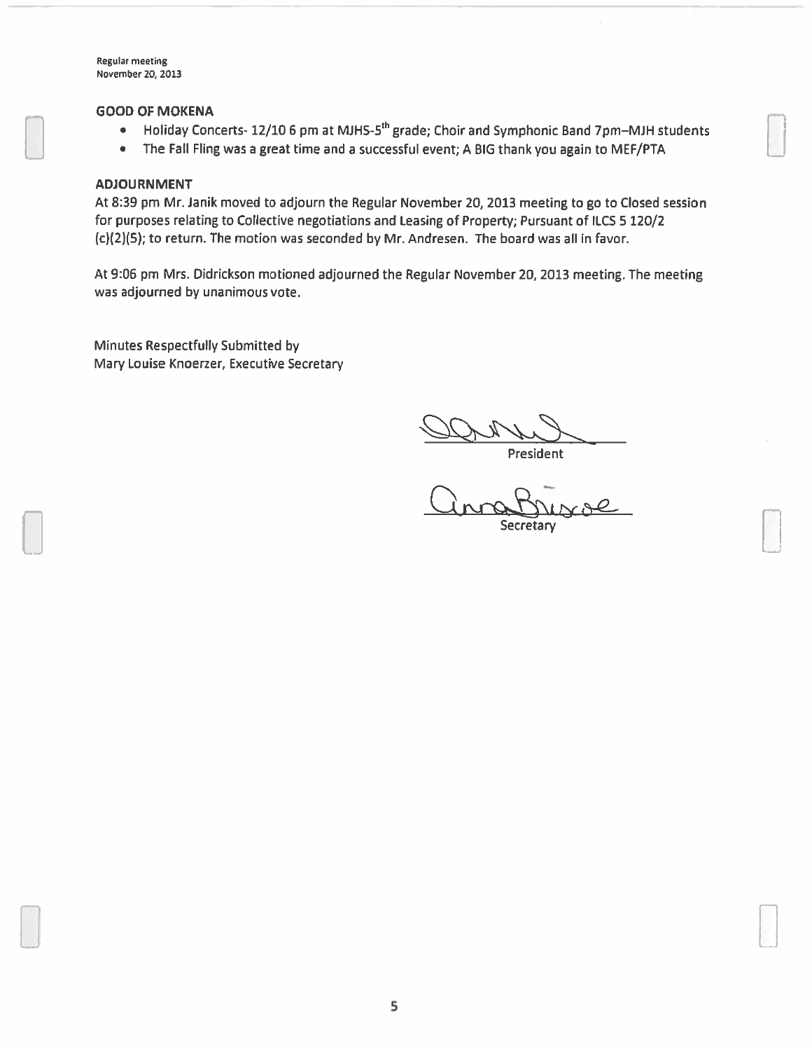## GOOD OF MOKENA

- Holiday Concerts- 12/10 6 pm at MJHS-5th grade; Choir and Symphonic Band 7pm–MJH students
- The Fall Fling was a great time and a successful event; A BIG thank you again to MEF/PTA

## ADJOURNMENT

At 8:39 pm Mr. Janik moved to adjourn the Regular November 20, 2013 meeting to go to Closed session for purposes relating to Collective negotiations and Leasing of Property; Pursuant of ILCS 5 120/2 (c)(2)(5); to return. The motion was seconded by Mr. Andresen. The board was all in favor.

At 9:06 pm Mrs. Didrickson motioned adjourned the Regular November 20, 2013 meeting. The meeting was adjourned by unanimous vote.

Minutes Respectfully Submitted by
Mary Louise Knoerzer, Executive Secretary

President

Secretary